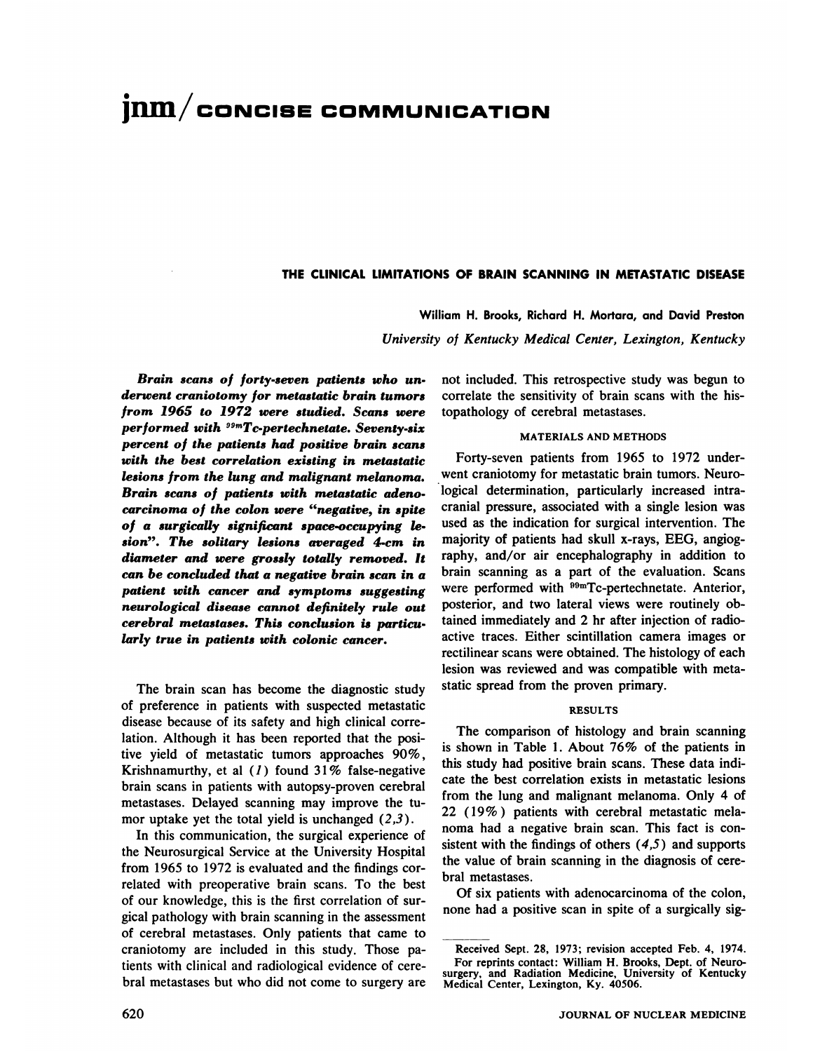# jnm / CONCISE COMMUNICATION

## THE CLINICAL LIMITATIONS OF BRAIN SCANNING IN METASTATIC DISEASE

William H. Brooks, Richard H. Mortara, and David Preston

*University of Kentucky Medical Center, Lexington, Kentucky*

***Brain scans of forty-seven patients who underwent craniotomy for metastatic brain tumors from 1965 to 1972 were studied. Scans were performed with $^{99m}$Tc-pertechnetate. Seventy-six percent of the patients had positive brain scans with the best correlation existing in metastatic lesions from the lung and malignant melanoma. Brain scans of patients with metastatic adenocarcinoma of the colon were "negative, in spite of a surgically significant space-occupying lesion". The solitary lesions averaged 4-cm in diameter and were grossly totally removed. It can be concluded that a negative brain scan in a patient with cancer and symptoms suggesting neurological disease cannot definitely rule out cerebral metastases. This conclusion is particularly true in patients with colonic cancer.***

The brain scan has become the diagnostic study of preference in patients with suspected metastatic disease because of its safety and high clinical correlation. Although it has been reported that the positive yield of metastatic tumors approaches 90%, Krishnamurthy, et al (*1*) found 31% false-negative brain scans in patients with autopsy-proven cerebral metastases. Delayed scanning may improve the tumor uptake yet the total yield is unchanged (*2,3*).

In this communication, the surgical experience of the Neurosurgical Service at the University Hospital from 1965 to 1972 is evaluated and the findings correlated with preoperative brain scans. To the best of our knowledge, this is the first correlation of surgical pathology with brain scanning in the assessment of cerebral metastases. Only patients that came to craniotomy are included in this study. Those patients with clinical and radiological evidence of cerebral metastases but who did not come to surgery are not included. This retrospective study was begun to correlate the sensitivity of brain scans with the histopathology of cerebral metastases.

### MATERIALS AND METHODS

Forty-seven patients from 1965 to 1972 underwent craniotomy for metastatic brain tumors. Neurological determination, particularly increased intracranial pressure, associated with a single lesion was used as the indication for surgical intervention. The majority of patients had skull x-rays, EEG, angiography, and/or air encephalography in addition to brain scanning as a part of the evaluation. Scans were performed with $^{99m}$Tc-pertechnetate. Anterior, posterior, and two lateral views were routinely obtained immediately and 2 hr after injection of radioactive traces. Either scintillation camera images or rectilinear scans were obtained. The histology of each lesion was reviewed and was compatible with metastatic spread from the proven primary.

### RESULTS

The comparison of histology and brain scanning is shown in Table 1. About 76% of the patients in this study had positive brain scans. These data indicate the best correlation exists in metastatic lesions from the lung and malignant melanoma. Only 4 of 22 (19%) patients with cerebral metastatic melanoma had a negative brain scan. This fact is consistent with the findings of others (*4,5*) and supports the value of brain scanning in the diagnosis of cerebral metastases.

Of six patients with adenocarcinoma of the colon, none had a positive scan in spite of a surgically sig-

---

Received Sept. 28, 1973; revision accepted Feb. 4, 1974.

For reprints contact: William H. Brooks, Dept. of Neurosurgery, and Radiation Medicine, University of Kentucky Medical Center, Lexington, Ky. 40506.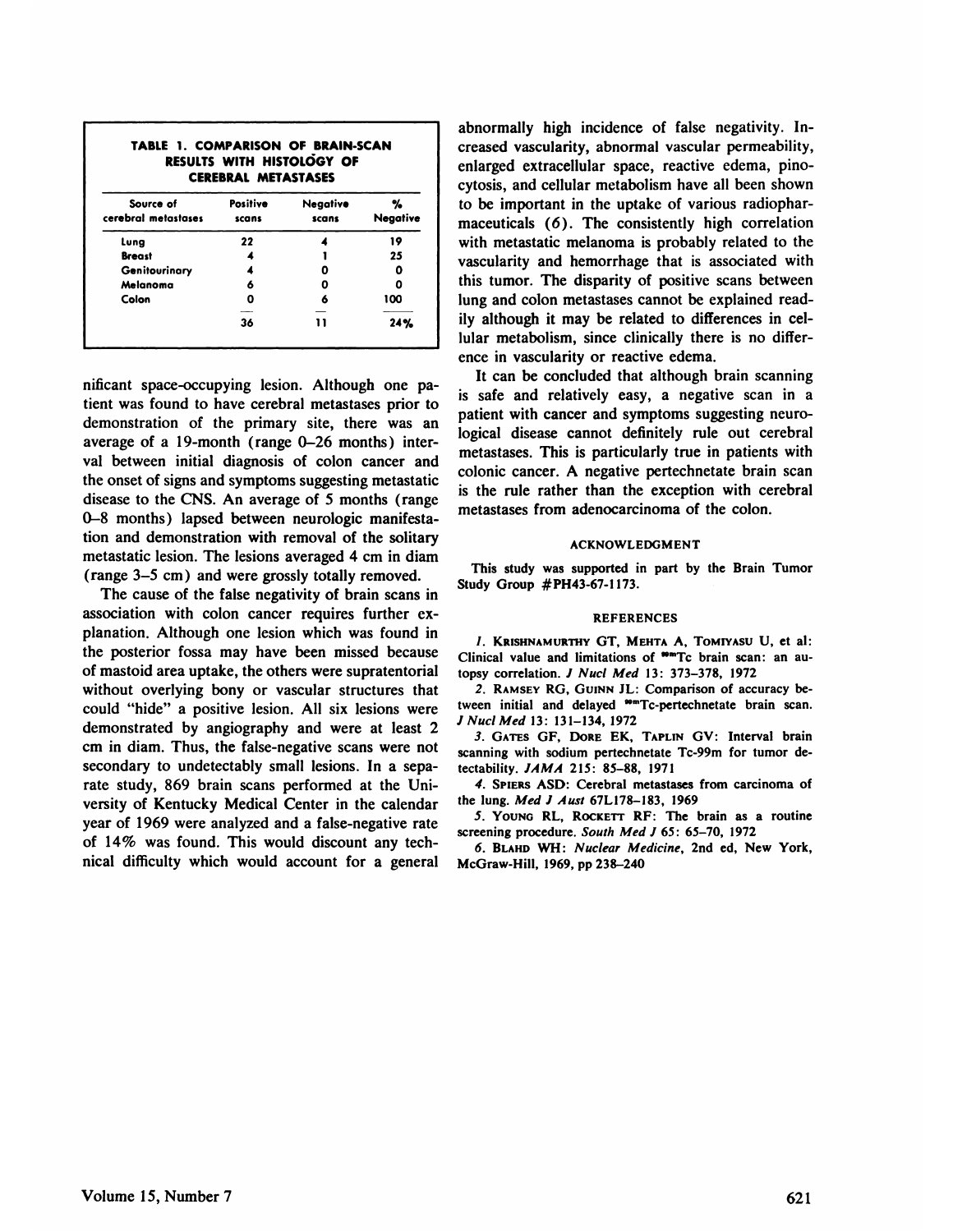**TABLE 1. COMPARISON OF BRAIN-SCAN RESULTS WITH HISTOLOGY OF CEREBRAL METASTASES**

| Source of cerebral metastases | Positive scans | Negative scans | % Negative |
|---|---|---|---|
| Lung | 22 | 4 | 19 |
| Breast | 4 | 1 | 25 |
| Genitourinary | 4 | 0 | 0 |
| Melanoma | 6 | 0 | 0 |
| Colon | 0 | 6 | 100 |
| | 36 | 11 | 24% |

nificant space-occupying lesion. Although one patient was found to have cerebral metastases prior to demonstration of the primary site, there was an average of a 19-month (range 0–26 months) interval between initial diagnosis of colon cancer and the onset of signs and symptoms suggesting metastatic disease to the CNS. An average of 5 months (range 0–8 months) lapsed between neurologic manifestation and demonstration with removal of the solitary metastatic lesion. The lesions averaged 4 cm in diam (range 3–5 cm) and were grossly totally removed.

The cause of the false negativity of brain scans in association with colon cancer requires further explanation. Although one lesion which was found in the posterior fossa may have been missed because of mastoid area uptake, the others were supratentorial without overlying bony or vascular structures that could "hide" a positive lesion. All six lesions were demonstrated by angiography and were at least 2 cm in diam. Thus, the false-negative scans were not secondary to undetectably small lesions. In a separate study, 869 brain scans performed at the University of Kentucky Medical Center in the calendar year of 1969 were analyzed and a false-negative rate of 14% was found. This would discount any technical difficulty which would account for a general abnormally high incidence of false negativity. Increased vascularity, abnormal vascular permeability, enlarged extracellular space, reactive edema, pinocytosis, and cellular metabolism have all been shown to be important in the uptake of various radiopharmaceuticals (*6*). The consistently high correlation with metastatic melanoma is probably related to the vascularity and hemorrhage that is associated with this tumor. The disparity of positive scans between lung and colon metastases cannot be explained readily although it may be related to differences in cellular metabolism, since clinically there is no difference in vascularity or reactive edema.

It can be concluded that although brain scanning is safe and relatively easy, a negative scan in a patient with cancer and symptoms suggesting neurological disease cannot definitely rule out cerebral metastases. This is particularly true in patients with colonic cancer. A negative pertechnetate brain scan is the rule rather than the exception with cerebral metastases from adenocarcinoma of the colon.

## ACKNOWLEDGMENT

This study was supported in part by the Brain Tumor Study Group #PH43-67-1173.

## REFERENCES

1. KRISHNAMURTHY GT, MEHTA A, TOMIYASU U, et al: Clinical value and limitations of $^{99m}$Tc brain scan: an autopsy correlation. *J Nucl Med* 13: 373–378, 1972
2. RAMSEY RG, GUINN JL: Comparison of accuracy between initial and delayed $^{99m}$Tc-pertechnetate brain scan. *J Nucl Med* 13: 131–134, 1972
3. GATES GF, DORE EK, TAPLIN GV: Interval brain scanning with sodium pertechnetate Tc-99m for tumor detectability. *JAMA* 215: 85–88, 1971
4. SPIERS ASD: Cerebral metastases from carcinoma of the lung. *Med J Aust* 67L178–183, 1969
5. YOUNG RL, ROCKETT RF: The brain as a routine screening procedure. *South Med J* 65: 65–70, 1972
6. BLAHD WH: *Nuclear Medicine*, 2nd ed, New York, McGraw-Hill, 1969, pp 238–240